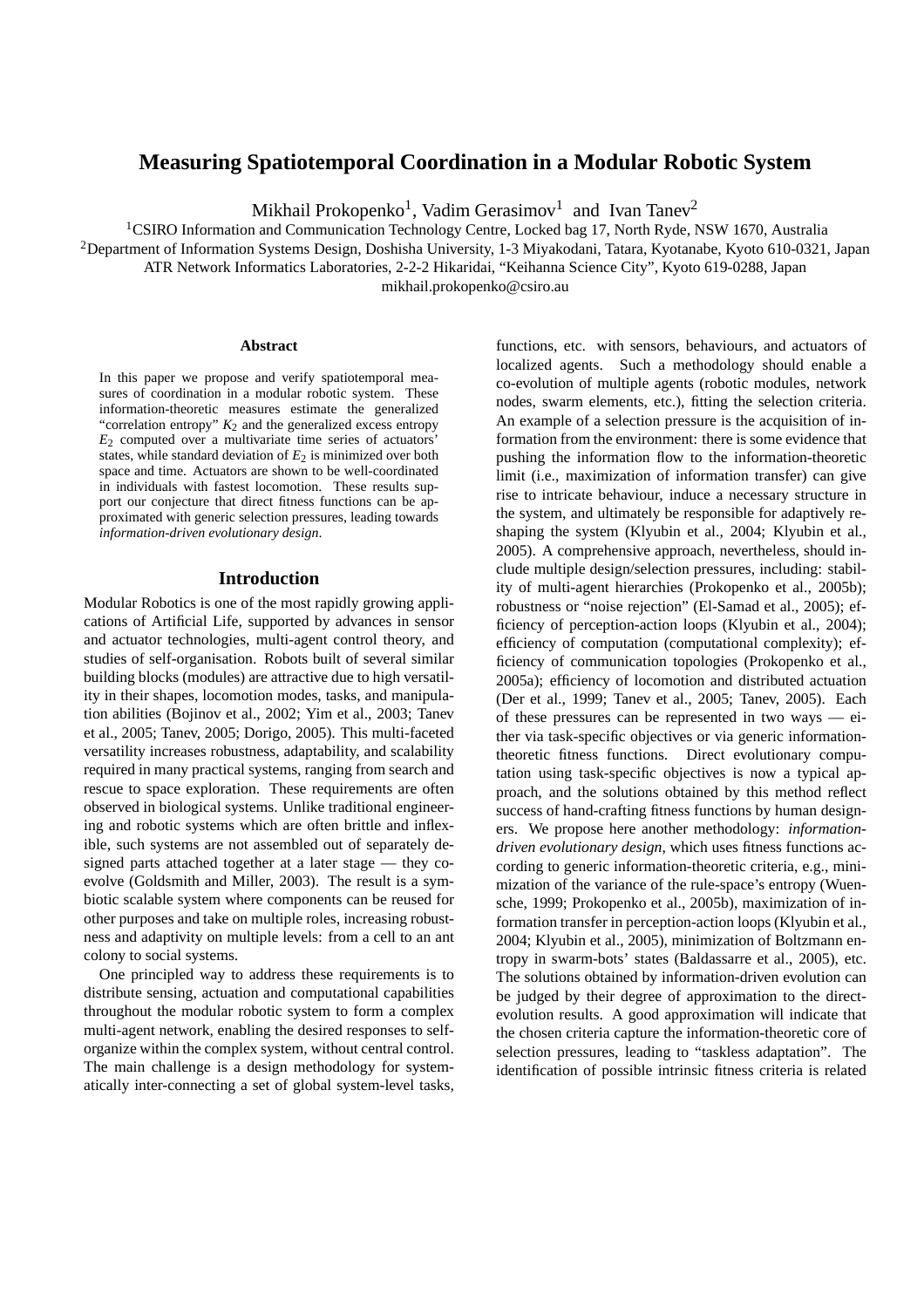// Measuring Spatiotemporal Coordination in a Modular Robotic System

Mikhail Prokopenko[1], Vadim Gerasimov[1] and Ivan Tanev[2]

[1]CSIRO Information and Communication Technology Centre, Locked bag 17, North Ryde, NSW 1670, Australia
[2]Department of Information Systems Design, Doshisha University, 1-3 Miyakodani, Tatara, Kyotanabe, Kyoto 610-0321, Japan
ATR Network Informatics Laboratories, 2-2-2 Hikaridai, "Keihanna Science City", Kyoto 619-0288, Japan
mikhail.prokopenko@csiro.au

### Abstract

In this paper we propose and verify spatiotemporal measures of coordination in a modular robotic system. These information-theoretic measures estimate the generalized "correlation entropy" $K_2$ and the generalized excess entropy $E_2$ computed over a multivariate time series of actuators' states, while standard deviation of $E_2$ is minimized over both space and time. Actuators are shown to be well-coordinated in individuals with fastest locomotion. These results support our conjecture that direct fitness functions can be approximated with generic selection pressures, leading towards *information-driven evolutionary design*.

## Introduction

Modular Robotics is one of the most rapidly growing applications of Artificial Life, supported by advances in sensor and actuator technologies, multi-agent control theory, and studies of self-organisation. Robots built of several similar building blocks (modules) are attractive due to high versatility in their shapes, locomotion modes, tasks, and manipulation abilities (Bojinov et al., 2002; Yim et al., 2003; Tanev et al., 2005; Tanev, 2005; Dorigo, 2005). This multi-faceted versatility increases robustness, adaptability, and scalability required in many practical systems, ranging from search and rescue to space exploration. These requirements are often observed in biological systems. Unlike traditional engineering and robotic systems which are often brittle and inflexible, such systems are not assembled out of separately designed parts attached together at a later stage — they coevolve (Goldsmith and Miller, 2003). The result is a symbiotic scalable system where components can be reused for other purposes and take on multiple roles, increasing robustness and adaptivity on multiple levels: from a cell to an ant colony to social systems.

One principled way to address these requirements is to distribute sensing, actuation and computational capabilities throughout the modular robotic system to form a complex multi-agent network, enabling the desired responses to self-organize within the complex system, without central control. The main challenge is a design methodology for systematically inter-connecting a set of global system-level tasks, functions, etc. with sensors, behaviours, and actuators of localized agents. Such a methodology should enable a co-evolution of multiple agents (robotic modules, network nodes, swarm elements, etc.), fitting the selection criteria. An example of a selection pressure is the acquisition of information from the environment: there is some evidence that pushing the information flow to the information-theoretic limit (i.e., maximization of information transfer) can give rise to intricate behaviour, induce a necessary structure in the system, and ultimately be responsible for adaptively reshaping the system (Klyubin et al., 2004; Klyubin et al., 2005). A comprehensive approach, nevertheless, should include multiple design/selection pressures, including: stability of multi-agent hierarchies (Prokopenko et al., 2005b); robustness or "noise rejection" (El-Samad et al., 2005); efficiency of perception-action loops (Klyubin et al., 2004); efficiency of computation (computational complexity); efficiency of communication topologies (Prokopenko et al., 2005a); efficiency of locomotion and distributed actuation (Der et al., 1999; Tanev et al., 2005; Tanev, 2005). Each of these pressures can be represented in two ways — either via task-specific objectives or via generic information-theoretic fitness functions. Direct evolutionary computation using task-specific objectives is now a typical approach, and the solutions obtained by this method reflect success of hand-crafting fitness functions by human designers. We propose here another methodology: *information-driven evolutionary design*, which uses fitness functions according to generic information-theoretic criteria, e.g., minimization of the variance of the rule-space's entropy (Wuensche, 1999; Prokopenko et al., 2005b), maximization of information transfer in perception-action loops (Klyubin et al., 2004; Klyubin et al., 2005), minimization of Boltzmann entropy in swarm-bots' states (Baldassarre et al., 2005), etc. The solutions obtained by information-driven evolution can be judged by their degree of approximation to the direct-evolution results. A good approximation will indicate that the chosen criteria capture the information-theoretic core of selection pressures, leading to "taskless adaptation". The identification of possible intrinsic fitness criteria is related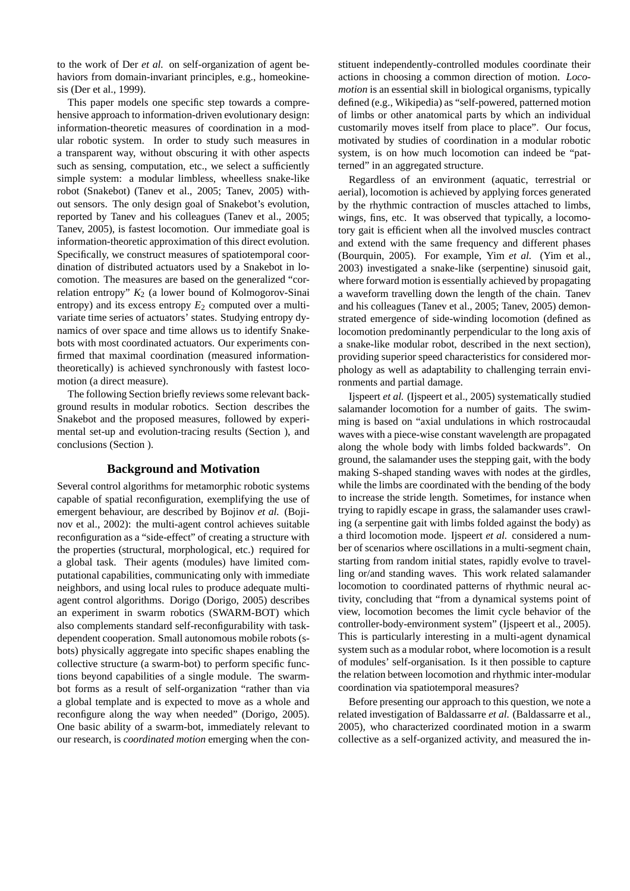to the work of Der *et al.* on self-organization of agent behaviors from domain-invariant principles, e.g., homeokinesis (Der et al., 1999).

This paper models one specific step towards a comprehensive approach to information-driven evolutionary design: information-theoretic measures of coordination in a modular robotic system. In order to study such measures in a transparent way, without obscuring it with other aspects such as sensing, computation, etc., we select a sufficiently simple system: a modular limbless, wheelless snake-like robot (Snakebot) (Tanev et al., 2005; Tanev, 2005) without sensors. The only design goal of Snakebot's evolution, reported by Tanev and his colleagues (Tanev et al., 2005; Tanev, 2005), is fastest locomotion. Our immediate goal is information-theoretic approximation of this direct evolution. Specifically, we construct measures of spatiotemporal coordination of distributed actuators used by a Snakebot in locomotion. The measures are based on the generalized "correlation entropy" $K_2$ (a lower bound of Kolmogorov-Sinai entropy) and its excess entropy $E_2$ computed over a multivariate time series of actuators' states. Studying entropy dynamics of over space and time allows us to identify Snakebots with most coordinated actuators. Our experiments confirmed that maximal coordination (measured information-theoretically) is achieved synchronously with fastest locomotion (a direct measure).

The following Section briefly reviews some relevant background results in modular robotics. Section describes the Snakebot and the proposed measures, followed by experimental set-up and evolution-tracing results (Section ), and conclusions (Section ).

## Background and Motivation

Several control algorithms for metamorphic robotic systems capable of spatial reconfiguration, exemplifying the use of emergent behaviour, are described by Bojinov *et al.* (Bojinov et al., 2002): the multi-agent control achieves suitable reconfiguration as a "side-effect" of creating a structure with the properties (structural, morphological, etc.) required for a global task. Their agents (modules) have limited computational capabilities, communicating only with immediate neighbors, and using local rules to produce adequate multi-agent control algorithms. Dorigo (Dorigo, 2005) describes an experiment in swarm robotics (SWARM-BOT) which also complements standard self-reconfigurability with task-dependent cooperation. Small autonomous mobile robots (s-bots) physically aggregate into specific shapes enabling the collective structure (a swarm-bot) to perform specific functions beyond capabilities of a single module. The swarm-bot forms as a result of self-organization "rather than via a global template and is expected to move as a whole and reconfigure along the way when needed" (Dorigo, 2005). One basic ability of a swarm-bot, immediately relevant to our research, is *coordinated motion* emerging when the constituent independently-controlled modules coordinate their actions in choosing a common direction of motion. *Locomotion* is an essential skill in biological organisms, typically defined (e.g., Wikipedia) as "self-powered, patterned motion of limbs or other anatomical parts by which an individual customarily moves itself from place to place". Our focus, motivated by studies of coordination in a modular robotic system, is on how much locomotion can indeed be "patterned" in an aggregated structure.

Regardless of an environment (aquatic, terrestrial or aerial), locomotion is achieved by applying forces generated by the rhythmic contraction of muscles attached to limbs, wings, fins, etc. It was observed that typically, a locomotory gait is efficient when all the involved muscles contract and extend with the same frequency and different phases (Bourquin, 2005). For example, Yim *et al.* (Yim et al., 2003) investigated a snake-like (serpentine) sinusoid gait, where forward motion is essentially achieved by propagating a waveform travelling down the length of the chain. Tanev and his colleagues (Tanev et al., 2005; Tanev, 2005) demonstrated emergence of side-winding locomotion (defined as locomotion predominantly perpendicular to the long axis of a snake-like modular robot, described in the next section), providing superior speed characteristics for considered morphology as well as adaptability to challenging terrain environments and partial damage.

Ijspeert *et al.* (Ijspeert et al., 2005) systematically studied salamander locomotion for a number of gaits. The swimming is based on "axial undulations in which rostrocaudal waves with a piece-wise constant wavelength are propagated along the whole body with limbs folded backwards". On ground, the salamander uses the stepping gait, with the body making S-shaped standing waves with nodes at the girdles, while the limbs are coordinated with the bending of the body to increase the stride length. Sometimes, for instance when trying to rapidly escape in grass, the salamander uses crawling (a serpentine gait with limbs folded against the body) as a third locomotion mode. Ijspeert *et al.* considered a number of scenarios where oscillations in a multi-segment chain, starting from random initial states, rapidly evolve to travelling or/and standing waves. This work related salamander locomotion to coordinated patterns of rhythmic neural activity, concluding that "from a dynamical systems point of view, locomotion becomes the limit cycle behavior of the controller-body-environment system" (Ijspeert et al., 2005). This is particularly interesting in a multi-agent dynamical system such as a modular robot, where locomotion is a result of modules' self-organisation. Is it then possible to capture the relation between locomotion and rhythmic inter-modular coordination via spatiotemporal measures?

Before presenting our approach to this question, we note a related investigation of Baldassarre *et al.* (Baldassarre et al., 2005), who characterized coordinated motion in a swarm collective as a self-organized activity, and measured the in-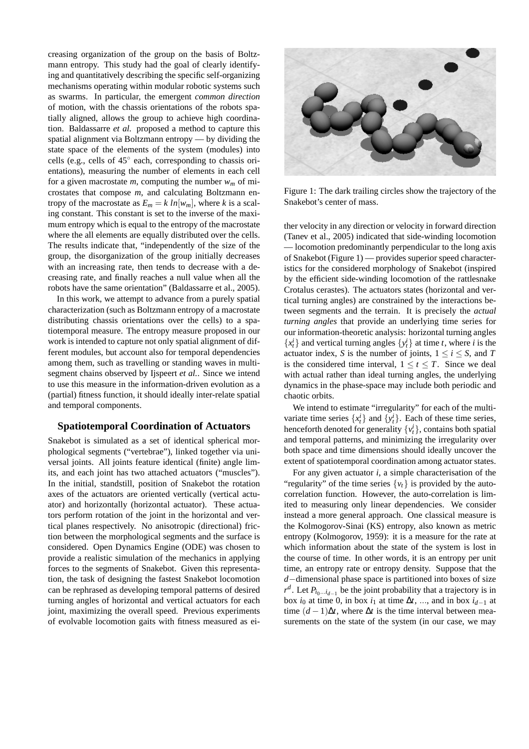creasing organization of the group on the basis of Boltzmann entropy. This study had the goal of clearly identifying and quantitatively describing the specific self-organizing mechanisms operating within modular robotic systems such as swarms. In particular, the emergent *common direction* of motion, with the chassis orientations of the robots spatially aligned, allows the group to achieve high coordination. Baldassarre *et al.* proposed a method to capture this spatial alignment via Boltzmann entropy — by dividing the state space of the elements of the system (modules) into cells (e.g., cells of 45° each, corresponding to chassis orientations), measuring the number of elements in each cell for a given macrostate $m$, computing the number $w_m$ of microstates that compose $m$, and calculating Boltzmann entropy of the macrostate as $E_m = k\ ln[w_m]$, where $k$ is a scaling constant. This constant is set to the inverse of the maximum entropy which is equal to the entropy of the macrostate where the all elements are equally distributed over the cells. The results indicate that, "independently of the size of the group, the disorganization of the group initially decreases with an increasing rate, then tends to decrease with a decreasing rate, and finally reaches a null value when all the robots have the same orientation" (Baldassarre et al., 2005).

In this work, we attempt to advance from a purely spatial characterization (such as Boltzmann entropy of a macrostate distributing chassis orientations over the cells) to a spatiotemporal measure. The entropy measure proposed in our work is intended to capture not only spatial alignment of different modules, but account also for temporal dependencies among them, such as travelling or standing waves in multisegment chains observed by Ijspeert *et al.*. Since we intend to use this measure in the information-driven evolution as a (partial) fitness function, it should ideally inter-relate spatial and temporal components.

## Spatiotemporal Coordination of Actuators

Snakebot is simulated as a set of identical spherical morphological segments ("vertebrae"), linked together via universal joints. All joints feature identical (finite) angle limits, and each joint has two attached actuators ("muscles"). In the initial, standstill, position of Snakebot the rotation axes of the actuators are oriented vertically (vertical actuator) and horizontally (horizontal actuator). These actuators perform rotation of the joint in the horizontal and vertical planes respectively. No anisotropic (directional) friction between the morphological segments and the surface is considered. Open Dynamics Engine (ODE) was chosen to provide a realistic simulation of the mechanics in applying forces to the segments of Snakebot. Given this representation, the task of designing the fastest Snakebot locomotion can be rephrased as developing temporal patterns of desired turning angles of horizontal and vertical actuators for each joint, maximizing the overall speed. Previous experiments of evolvable locomotion gaits with fitness measured as either velocity in any direction or velocity in forward direction (Tanev et al., 2005) indicated that side-winding locomotion — locomotion predominantly perpendicular to the long axis of Snakebot (Figure 1) — provides superior speed characteristics for the considered morphology of Snakebot (inspired by the efficient side-winding locomotion of the rattlesnake Crotalus cerastes). The actuators states (horizontal and vertical turning angles) are constrained by the interactions between segments and the terrain. It is precisely the *actual turning angles* that provide an underlying time series for our information-theoretic analysis: horizontal turning angles $\{x^i_t\}$ and vertical turning angles $\{y^i_t\}$ at time $t$, where $i$ is the actuator index, $S$ is the number of joints, $1 \leq i \leq S$, and $T$ is the considered time interval, $1 \leq t \leq T$. Since we deal with actual rather than ideal turning angles, the underlying dynamics in the phase-space may include both periodic and chaotic orbits.

Figure 1: The dark trailing circles show the trajectory of the Snakebot's center of mass.

We intend to estimate "irregularity" for each of the multivariate time series $\{x^i_t\}$ and $\{y^i_t\}$. Each of these time series, henceforth denoted for generality $\{v^i_t\}$, contains both spatial and temporal patterns, and minimizing the irregularity over both space and time dimensions should ideally uncover the extent of spatiotemporal coordination among actuator states.

For any given actuator $i$, a simple characterisation of the "regularity" of the time series $\{v_t\}$ is provided by the autocorrelation function. However, the auto-correlation is limited to measuring only linear dependencies. We consider instead a more general approach. One classical measure is the Kolmogorov-Sinai (KS) entropy, also known as metric entropy (Kolmogorov, 1959): it is a measure for the rate at which information about the state of the system is lost in the course of time. In other words, it is an entropy per unit time, an entropy rate or entropy density. Suppose that the $d-$dimensional phase space is partitioned into boxes of size $r^d$. Let $P_{i_0 \ldots i_{d-1}}$ be the joint probability that a trajectory is in box $i_0$ at time 0, in box $i_1$ at time $\Delta t$, ..., and in box $i_{d-1}$ at time $(d-1)\Delta t$, where $\Delta t$ is the time interval between measurements on the state of the system (in our case, we may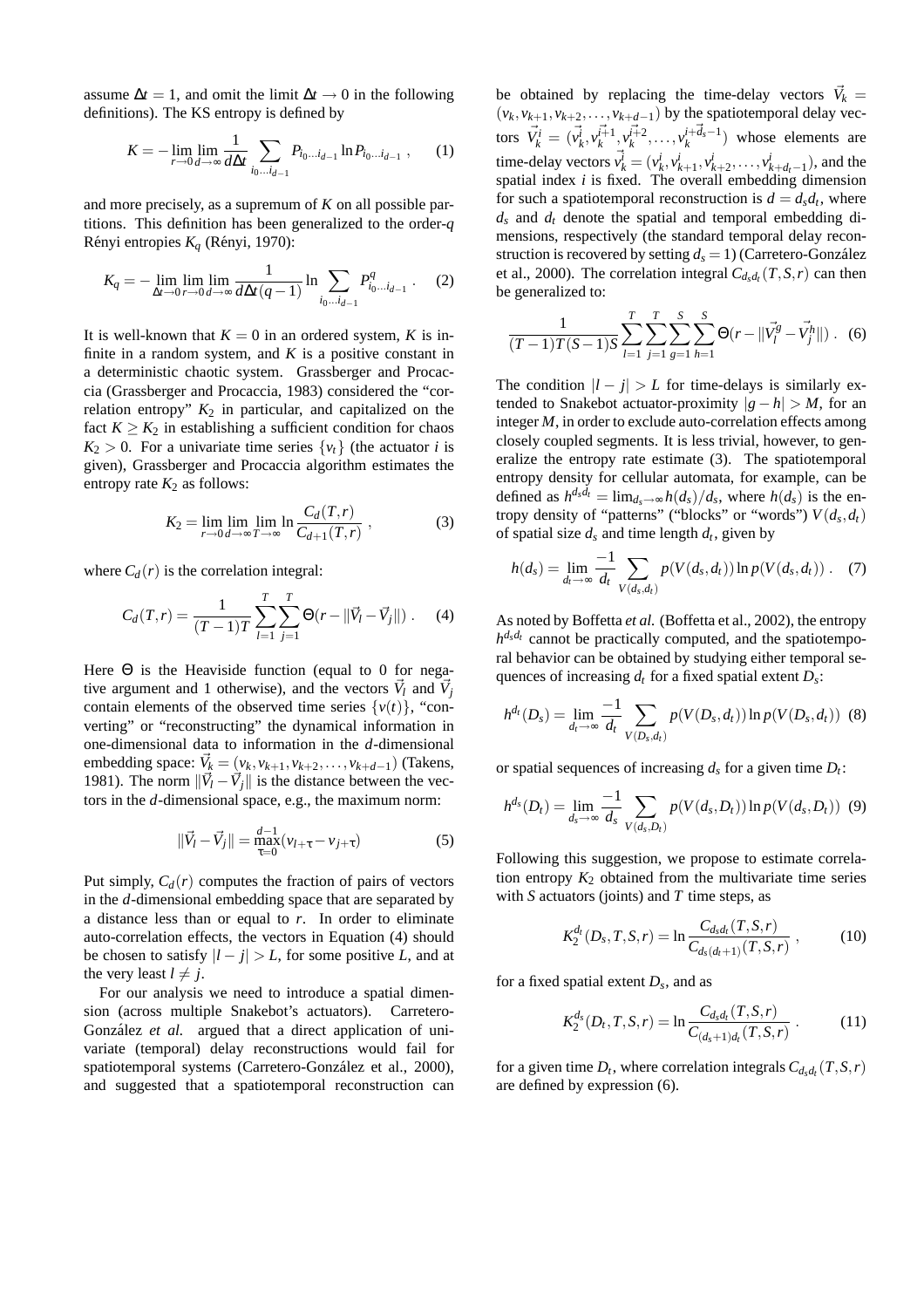assume $\Delta t = 1$, and omit the limit $\Delta t \to 0$ in the following definitions). The KS entropy is defined by

$$K = -\lim_{r\to 0}\lim_{d\to\infty} \frac{1}{d\Delta t} \sum_{i_0 \ldots i_{d-1}} P_{i_0 \ldots i_{d-1}} \ln P_{i_0 \ldots i_{d-1}} , \quad (1)$$

and more precisely, as a supremum of $K$ on all possible partitions. This definition has been generalized to the order-$q$ Rényi entropies $K_q$ (Rényi, 1970):

$$K_q = -\lim_{\Delta t\to 0}\lim_{r\to 0}\lim_{d\to\infty} \frac{1}{d\Delta t(q-1)} \ln \sum_{i_0 \ldots i_{d-1}} P^q_{i_0 \ldots i_{d-1}} . \quad (2)$$

It is well-known that $K = 0$ in an ordered system, $K$ is infinite in a random system, and $K$ is a positive constant in a deterministic chaotic system. Grassberger and Procaccia (Grassberger and Procaccia, 1983) considered the "correlation entropy" $K_2$ in particular, and capitalized on the fact $K \geq K_2$ in establishing a sufficient condition for chaos $K_2 > 0$. For a univariate time series $\{v_t\}$ (the actuator $i$ is given), Grassberger and Procaccia algorithm estimates the entropy rate $K_2$ as follows:

$$K_2 = \lim_{r\to 0}\lim_{d\to\infty}\lim_{T\to\infty} \ln \frac{C_d(T,r)}{C_{d+1}(T,r)} , \quad (3)$$

where $C_d(r)$ is the correlation integral:

$$C_d(T,r) = \frac{1}{(T-1)T} \sum_{l=1}^{T}\sum_{j=1}^{T} \Theta(r - \|\vec{V}_l - \vec{V}_j\|) . \quad (4)$$

Here $\Theta$ is the Heaviside function (equal to 0 for negative argument and 1 otherwise), and the vectors $\vec{V}_l$ and $\vec{V}_j$ contain elements of the observed time series $\{v(t)\}$, "converting" or "reconstructing" the dynamical information in one-dimensional data to information in the $d$-dimensional embedding space: $\vec{V}_k = (v_k, v_{k+1}, v_{k+2}, \ldots, v_{k+d-1})$ (Takens, 1981). The norm $\|\vec{V}_l - \vec{V}_j\|$ is the distance between the vectors in the $d$-dimensional space, e.g., the maximum norm:

$$\|\vec{V}_l - \vec{V}_j\| = \max_{\tau=0}^{d-1} (v_{l+\tau} - v_{j+\tau}) \quad (5)$$

Put simply, $C_d(r)$ computes the fraction of pairs of vectors in the $d$-dimensional embedding space that are separated by a distance less than or equal to $r$. In order to eliminate auto-correlation effects, the vectors in Equation (4) should be chosen to satisfy $|l - j| > L$, for some positive $L$, and at the very least $l \neq j$.

For our analysis we need to introduce a spatial dimension (across multiple Snakebot's actuators). Carretero-González *et al.* argued that a direct application of univariate (temporal) delay reconstructions would fail for spatiotemporal systems (Carretero-González et al., 2000), and suggested that a spatiotemporal reconstruction can be obtained by replacing the time-delay vectors $\vec{V}_k = (v_k, v_{k+1}, v_{k+2}, \ldots, v_{k+d-1})$ by the spatiotemporal delay vectors $\vec{V}^i_k = (\vec{v}^i_k, \vec{v}^{i+1}_k, \vec{v}^{i+2}_k, \ldots, \vec{v}^{i+d_s-1}_k)$ whose elements are time-delay vectors $\vec{v}^i_k = (v^i_k, v^i_{k+1}, v^i_{k+2}, \ldots, v^i_{k+d_t-1})$, and the spatial index $i$ is fixed. The overall embedding dimension for such a spatiotemporal reconstruction is $d = d_s d_t$, where $d_s$ and $d_t$ denote the spatial and temporal embedding dimensions, respectively (the standard temporal delay reconstruction is recovered by setting $d_s = 1$) (Carretero-González et al., 2000). The correlation integral $C_{d_s d_t}(T,S,r)$ can then be generalized to:

$$\frac{1}{(T-1)T(S-1)S} \sum_{l=1}^{T}\sum_{j=1}^{T}\sum_{g=1}^{S}\sum_{h=1}^{S} \Theta(r - \|\vec{V}^g_l - \vec{V}^h_j\|) . \quad (6)$$

The condition $|l - j| > L$ for time-delays is similarly extended to Snakebot actuator-proximity $|g - h| > M$, for an integer $M$, in order to exclude auto-correlation effects among closely coupled segments. It is less trivial, however, to generalize the entropy rate estimate (3). The spatiotemporal entropy density for cellular automata, for example, can be defined as $h^{d_s d_t} = \lim_{d_s\to\infty} h(d_s)/d_s$, where $h(d_s)$ is the entropy density of "patterns" ("blocks" or "words") $V(d_s, d_t)$ of spatial size $d_s$ and time length $d_t$, given by

$$h(d_s) = \lim_{d_t\to\infty} \frac{-1}{d_t} \sum_{V(d_s,d_t)} p(V(d_s,d_t)) \ln p(V(d_s,d_t)) . \quad (7)$$

As noted by Boffetta *et al.* (Boffetta et al., 2002), the entropy $h^{d_s d_t}$ cannot be practically computed, and the spatiotemporal behavior can be obtained by studying either temporal sequences of increasing $d_t$ for a fixed spatial extent $D_s$:

$$h^{d_t}(D_s) = \lim_{d_t\to\infty} \frac{-1}{d_t} \sum_{V(D_s,d_t)} p(V(D_s,d_t)) \ln p(V(D_s,d_t)) \quad (8)$$

or spatial sequences of increasing $d_s$ for a given time $D_t$:

$$h^{d_s}(D_t) = \lim_{d_s\to\infty} \frac{-1}{d_s} \sum_{V(d_s,D_t)} p(V(d_s,D_t)) \ln p(V(d_s,D_t)) \quad (9)$$

Following this suggestion, we propose to estimate correlation entropy $K_2$ obtained from the multivariate time series with $S$ actuators (joints) and $T$ time steps, as

$$K_2^{d_t}(D_s,T,S,r) = \ln \frac{C_{d_s d_t}(T,S,r)}{C_{d_s(d_t+1)}(T,S,r)} , \quad (10)$$

for a fixed spatial extent $D_s$, and as

$$K_2^{d_s}(D_t,T,S,r) = \ln \frac{C_{d_s d_t}(T,S,r)}{C_{(d_s+1)d_t}(T,S,r)} . \quad (11)$$

for a given time $D_t$, where correlation integrals $C_{d_s d_t}(T,S,r)$ are defined by expression (6).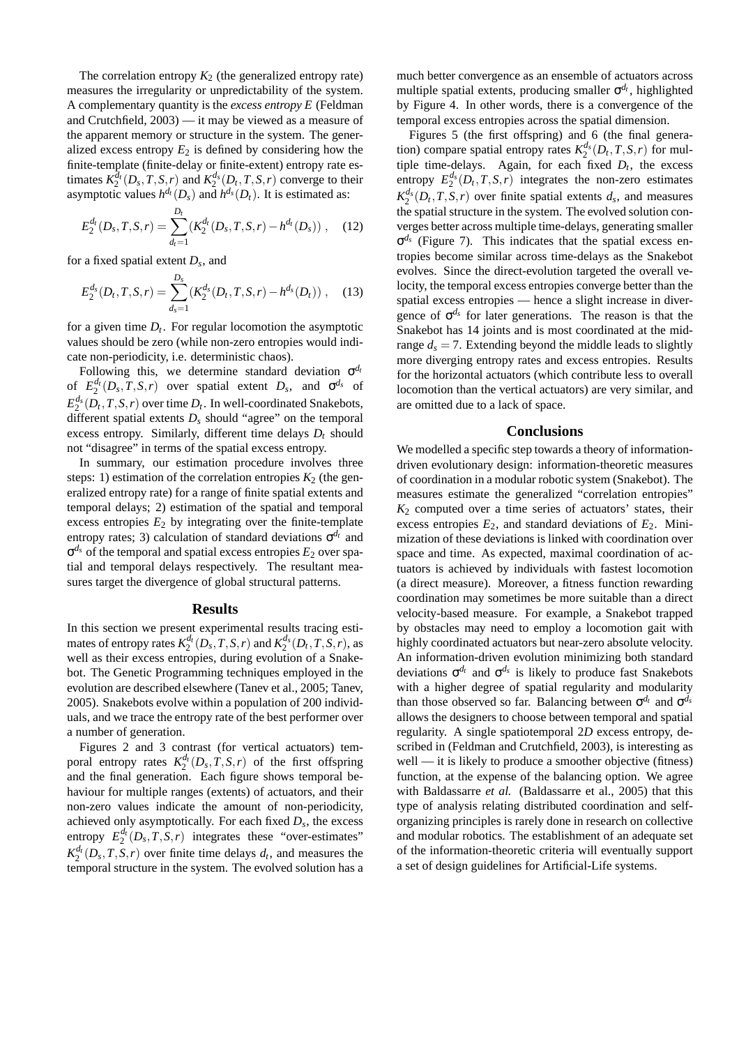The correlation entropy $K_2$ (the generalized entropy rate) measures the irregularity or unpredictability of the system. A complementary quantity is the *excess entropy E* (Feldman and Crutchfield, 2003) — it may be viewed as a measure of the apparent memory or structure in the system. The generalized excess entropy $E_2$ is defined by considering how the finite-template (finite-delay or finite-extent) entropy rate estimates $K_2^{d_t}(D_s,T,S,r)$ and $K_2^{d_s}(D_t,T,S,r)$ converge to their asymptotic values $h^{d_t}(D_s)$ and $h^{d_s}(D_t)$. It is estimated as:

$$E_2^{d_t}(D_s,T,S,r) = \sum_{d_t=1}^{D_t} \left( K_2^{d_t}(D_s,T,S,r) - h^{d_t}(D_s) \right) , \quad (12)$$

for a fixed spatial extent $D_s$, and

$$E_2^{d_s}(D_t,T,S,r) = \sum_{d_s=1}^{D_s} \left( K_2^{d_s}(D_t,T,S,r) - h^{d_s}(D_t) \right) , \quad (13)$$

for a given time $D_t$. For regular locomotion the asymptotic values should be zero (while non-zero entropies would indicate non-periodicity, i.e. deterministic chaos).

Following this, we determine standard deviation $\sigma^{d_t}$ of $E_2^{d_t}(D_s,T,S,r)$ over spatial extent $D_s$, and $\sigma^{d_s}$ of $E_2^{d_s}(D_t,T,S,r)$ over time $D_t$. In well-coordinated Snakebots, different spatial extents $D_s$ should "agree" on the temporal excess entropy. Similarly, different time delays $D_t$ should not "disagree" in terms of the spatial excess entropy.

In summary, our estimation procedure involves three steps: 1) estimation of the correlation entropies $K_2$ (the generalized entropy rate) for a range of finite spatial extents and temporal delays; 2) estimation of the spatial and temporal excess entropies $E_2$ by integrating over the finite-template entropy rates; 3) calculation of standard deviations $\sigma^{d_t}$ and $\sigma^{d_s}$ of the temporal and spatial excess entropies $E_2$ over spatial and temporal delays respectively. The resultant measures target the divergence of global structural patterns.

## Results

In this section we present experimental results tracing estimates of entropy rates $K_2^{d_t}(D_s,T,S,r)$ and $K_2^{d_s}(D_t,T,S,r)$, as well as their excess entropies, during evolution of a Snakebot. The Genetic Programming techniques employed in the evolution are described elsewhere (Tanev et al., 2005; Tanev, 2005). Snakebots evolve within a population of 200 individuals, and we trace the entropy rate of the best performer over a number of generation.

Figures 2 and 3 contrast (for vertical actuators) temporal entropy rates $K_2^{d_t}(D_s,T,S,r)$ of the first offspring and the final generation. Each figure shows temporal behaviour for multiple ranges (extents) of actuators, and their non-zero values indicate the amount of non-periodicity, achieved only asymptotically. For each fixed $D_s$, the excess entropy $E_2^{d_t}(D_s,T,S,r)$ integrates these "over-estimates" $K_2^{d_t}(D_s,T,S,r)$ over finite time delays $d_t$, and measures the temporal structure in the system. The evolved solution has a much better convergence as an ensemble of actuators across multiple spatial extents, producing smaller $\sigma^{d_t}$, highlighted by Figure 4. In other words, there is a convergence of the temporal excess entropies across the spatial dimension.

Figures 5 (the first offspring) and 6 (the final generation) compare spatial entropy rates $K_2^{d_s}(D_t,T,S,r)$ for multiple time-delays. Again, for each fixed $D_t$, the excess entropy $E_2^{d_s}(D_t,T,S,r)$ integrates the non-zero estimates $K_2^{d_s}(D_t,T,S,r)$ over finite spatial extents $d_s$, and measures the spatial structure in the system. The evolved solution converges better across multiple time-delays, generating smaller $\sigma^{d_s}$ (Figure 7). This indicates that the spatial excess entropies become similar across time-delays as the Snakebot evolves. Since the direct-evolution targeted the overall velocity, the temporal excess entropies converge better than the spatial excess entropies — hence a slight increase in divergence of $\sigma^{d_s}$ for later generations. The reason is that the Snakebot has 14 joints and is most coordinated at the mid-range $d_s = 7$. Extending beyond the middle leads to slightly more diverging entropy rates and excess entropies. Results for the horizontal actuators (which contribute less to overall locomotion than the vertical actuators) are very similar, and are omitted due to a lack of space.

## Conclusions

We modelled a specific step towards a theory of information-driven evolutionary design: information-theoretic measures of coordination in a modular robotic system (Snakebot). The measures estimate the generalized "correlation entropies" $K_2$ computed over a time series of actuators' states, their excess entropies $E_2$, and standard deviations of $E_2$. Minimization of these deviations is linked with coordination over space and time. As expected, maximal coordination of actuators is achieved by individuals with fastest locomotion (a direct measure). Moreover, a fitness function rewarding coordination may sometimes be more suitable than a direct velocity-based measure. For example, a Snakebot trapped by obstacles may need to employ a locomotion gait with highly coordinated actuators but near-zero absolute velocity. An information-driven evolution minimizing both standard deviations $\sigma^{d_t}$ and $\sigma^{d_s}$ is likely to produce fast Snakebots with a higher degree of spatial regularity and modularity than those observed so far. Balancing between $\sigma^{d_t}$ and $\sigma^{d_s}$ allows the designers to choose between temporal and spatial regularity. A single spatiotemporal 2$D$ excess entropy, described in (Feldman and Crutchfield, 2003), is interesting as well — it is likely to produce a smoother objective (fitness) function, at the expense of the balancing option. We agree with Baldassarre *et al.* (Baldassarre et al., 2005) that this type of analysis relating distributed coordination and self-organizing principles is rarely done in research on collective and modular robotics. The establishment of an adequate set of the information-theoretic criteria will eventually support a set of design guidelines for Artificial-Life systems.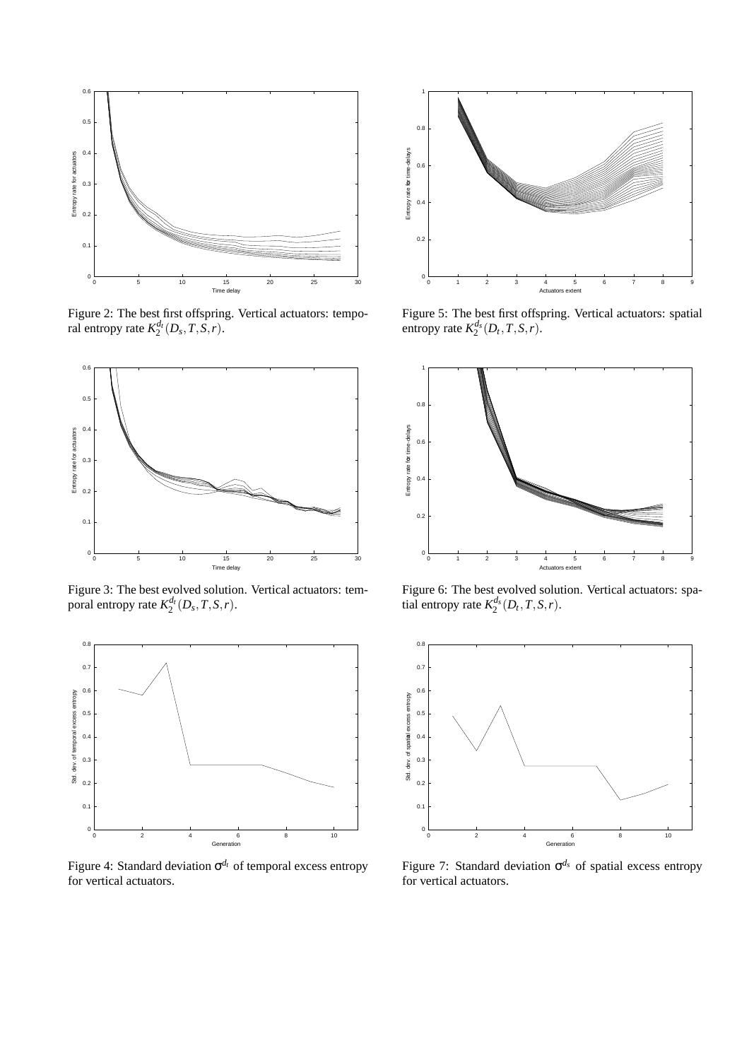0.6
0.5
0.4
0.3
0.2
0.1
0
0 5 10 15 20 25 30
Entropy rate for actuators
Time delay

Figure 2: The best first offspring. Vertical actuators: temporal entropy rate $K_2^{d_t}(D_s, T, S, r)$.

1
0.8
0.6
0.4
0.2
0
0 1 2 3 4 5 6 7 8 9
Entropy rate for time-delays
Actuators extent

Figure 5: The best first offspring. Vertical actuators: spatial entropy rate $K_2^{d_s}(D_t, T, S, r)$.

0.6
0.5
0.4
0.3
0.2
0.1
0
0 5 10 15 20 25 30
Entropy rate for actuators
Time delay

Figure 3: The best evolved solution. Vertical actuators: temporal entropy rate $K_2^{d_t}(D_s, T, S, r)$.

1
0.8
0.6
0.4
0.2
0
0 1 2 3 4 5 6 7 8 9
Entropy rate for time-delays
Actuators extent

Figure 6: The best evolved solution. Vertical actuators: spatial entropy rate $K_2^{d_s}(D_t, T, S, r)$.

0.8
0.7
0.6
0.5
0.4
0.3
0.2
0.1
0
0 2 4 6 8 10
Std. dev. of temporal excess entropy
Generation

Figure 4: Standard deviation $\sigma^{d_t}$ of temporal excess entropy for vertical actuators.

0.8
0.7
0.6
0.5
0.4
0.3
0.2
0.1
0
0 2 4 6 8 10
Std. dev. of spatial excess entropy
Generation

Figure 7: Standard deviation $\sigma^{d_s}$ of spatial excess entropy for vertical actuators.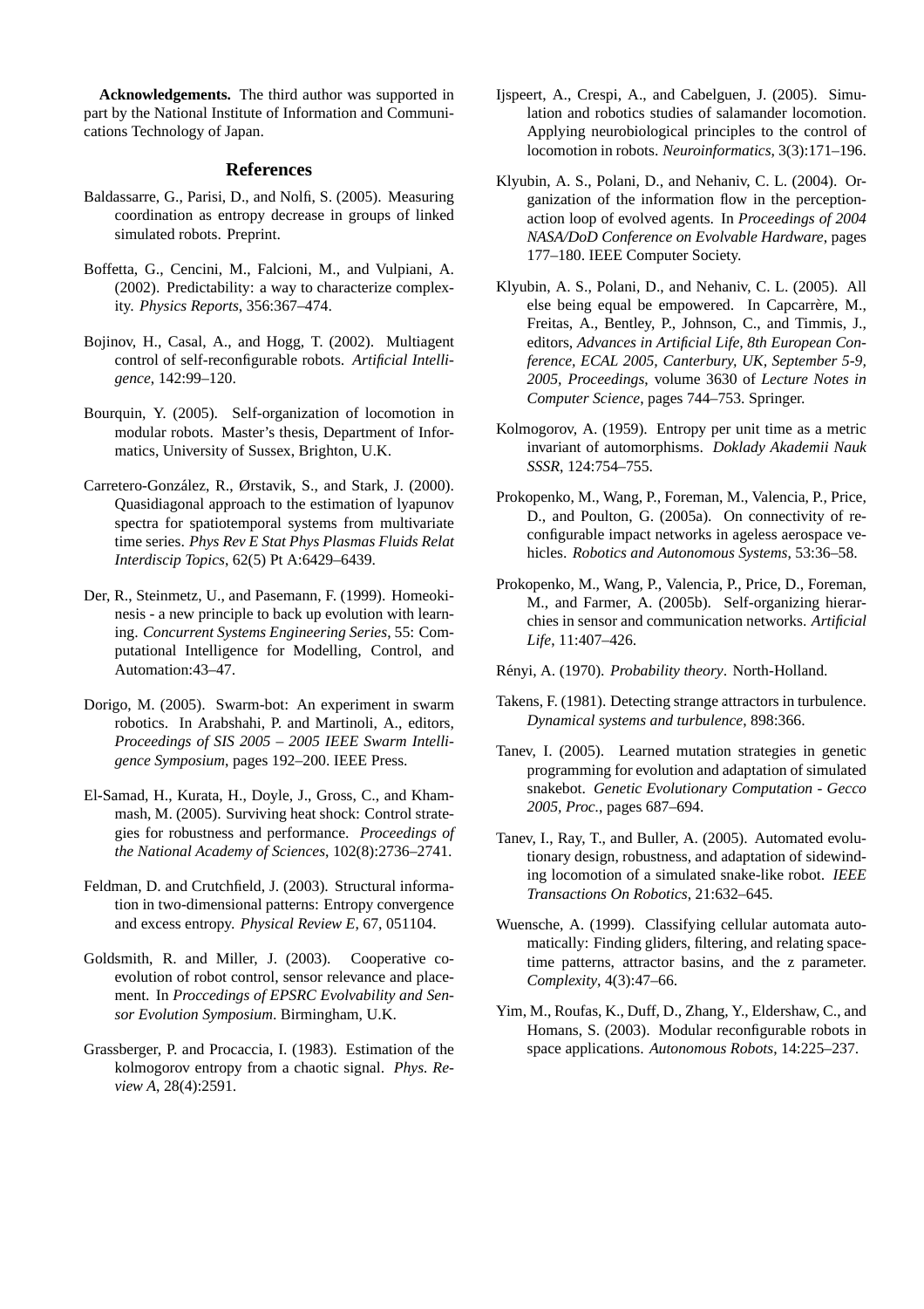**Acknowledgements.** The third author was supported in part by the National Institute of Information and Communications Technology of Japan.

## References

Baldassarre, G., Parisi, D., and Nolfi, S. (2005). Measuring coordination as entropy decrease in groups of linked simulated robots. Preprint.

Boffetta, G., Cencini, M., Falcioni, M., and Vulpiani, A. (2002). Predictability: a way to characterize complexity. *Physics Reports*, 356:367–474.

Bojinov, H., Casal, A., and Hogg, T. (2002). Multiagent control of self-reconfigurable robots. *Artificial Intelligence*, 142:99–120.

Bourquin, Y. (2005). Self-organization of locomotion in modular robots. Master's thesis, Department of Informatics, University of Sussex, Brighton, U.K.

Carretero-González, R., Ørstavik, S., and Stark, J. (2000). Quasidiagonal approach to the estimation of lyapunov spectra for spatiotemporal systems from multivariate time series. *Phys Rev E Stat Phys Plasmas Fluids Relat Interdiscip Topics*, 62(5) Pt A:6429–6439.

Der, R., Steinmetz, U., and Pasemann, F. (1999). Homeokinesis - a new principle to back up evolution with learning. *Concurrent Systems Engineering Series*, 55: Computational Intelligence for Modelling, Control, and Automation:43–47.

Dorigo, M. (2005). Swarm-bot: An experiment in swarm robotics. In Arabshahi, P. and Martinoli, A., editors, *Proceedings of SIS 2005 – 2005 IEEE Swarm Intelligence Symposium*, pages 192–200. IEEE Press.

El-Samad, H., Kurata, H., Doyle, J., Gross, C., and Khammash, M. (2005). Surviving heat shock: Control strategies for robustness and performance. *Proceedings of the National Academy of Sciences*, 102(8):2736–2741.

Feldman, D. and Crutchfield, J. (2003). Structural information in two-dimensional patterns: Entropy convergence and excess entropy. *Physical Review E*, 67, 051104.

Goldsmith, R. and Miller, J. (2003). Cooperative coevolution of robot control, sensor relevance and placement. In *Proccedings of EPSRC Evolvability and Sensor Evolution Symposium*. Birmingham, U.K.

Grassberger, P. and Procaccia, I. (1983). Estimation of the kolmogorov entropy from a chaotic signal. *Phys. Review A*, 28(4):2591.

Ijspeert, A., Crespi, A., and Cabelguen, J. (2005). Simulation and robotics studies of salamander locomotion. Applying neurobiological principles to the control of locomotion in robots. *Neuroinformatics*, 3(3):171–196.

Klyubin, A. S., Polani, D., and Nehaniv, C. L. (2004). Organization of the information flow in the perception-action loop of evolved agents. In *Proceedings of 2004 NASA/DoD Conference on Evolvable Hardware*, pages 177–180. IEEE Computer Society.

Klyubin, A. S., Polani, D., and Nehaniv, C. L. (2005). All else being equal be empowered. In Capcarrère, M., Freitas, A., Bentley, P., Johnson, C., and Timmis, J., editors, *Advances in Artificial Life, 8th European Conference, ECAL 2005, Canterbury, UK, September 5-9, 2005, Proceedings*, volume 3630 of *Lecture Notes in Computer Science*, pages 744–753. Springer.

Kolmogorov, A. (1959). Entropy per unit time as a metric invariant of automorphisms. *Doklady Akademii Nauk SSSR*, 124:754–755.

Prokopenko, M., Wang, P., Foreman, M., Valencia, P., Price, D., and Poulton, G. (2005a). On connectivity of reconfigurable impact networks in ageless aerospace vehicles. *Robotics and Autonomous Systems*, 53:36–58.

Prokopenko, M., Wang, P., Valencia, P., Price, D., Foreman, M., and Farmer, A. (2005b). Self-organizing hierarchies in sensor and communication networks. *Artificial Life*, 11:407–426.

Rényi, A. (1970). *Probability theory*. North-Holland.

Takens, F. (1981). Detecting strange attractors in turbulence. *Dynamical systems and turbulence*, 898:366.

Tanev, I. (2005). Learned mutation strategies in genetic programming for evolution and adaptation of simulated snakebot. *Genetic Evolutionary Computation - Gecco 2005, Proc.*, pages 687–694.

Tanev, I., Ray, T., and Buller, A. (2005). Automated evolutionary design, robustness, and adaptation of sidewinding locomotion of a simulated snake-like robot. *IEEE Transactions On Robotics*, 21:632–645.

Wuensche, A. (1999). Classifying cellular automata automatically: Finding gliders, filtering, and relating space-time patterns, attractor basins, and the z parameter. *Complexity*, 4(3):47–66.

Yim, M., Roufas, K., Duff, D., Zhang, Y., Eldershaw, C., and Homans, S. (2003). Modular reconfigurable robots in space applications. *Autonomous Robots*, 14:225–237.